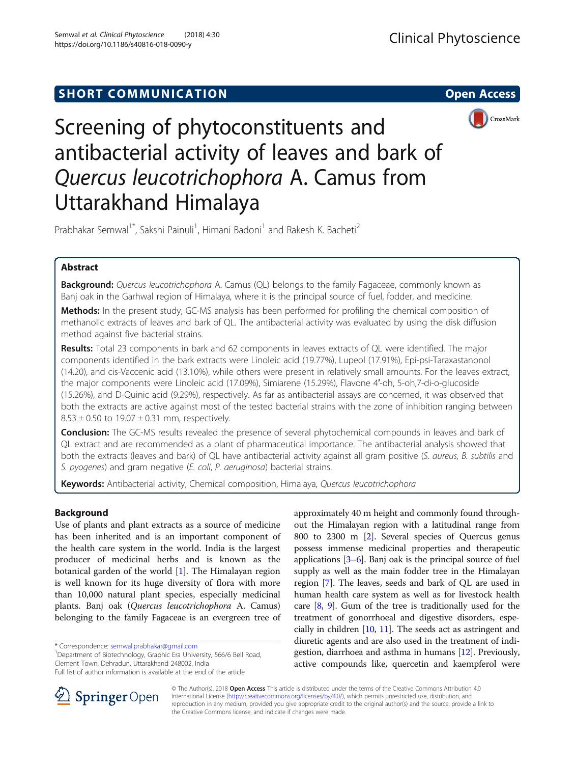SHORT COMMUNICATION Open Access

# Screening of phytoconstituents and antibacterial activity of leaves and bark of *Quercus leucotrichophora* A. Camus from Uttarakhand Himalaya

Prabhakar Semwal[1*], Sakshi Painuli[1], Himani Badoni[1] and Rakesh K. Bacheti[2]

## Abstract

**Background:** *Quercus leucotrichophora* A. Camus (QL) belongs to the family Fagaceae, commonly known as Banj oak in the Garhwal region of Himalaya, where it is the principal source of fuel, fodder, and medicine.

**Methods:** In the present study, GC-MS analysis has been performed for profiling the chemical composition of methanolic extracts of leaves and bark of QL. The antibacterial activity was evaluated by using the disk diffusion method against five bacterial strains.

**Results:** Total 23 components in bark and 62 components in leaves extracts of QL were identified. The major components identified in the bark extracts were Linoleic acid (19.77%), Lupeol (17.91%), Epi-psi-Taraxastanonol (14.20), and cis-Vaccenic acid (13.10%), while others were present in relatively small amounts. For the leaves extract, the major components were Linoleic acid (17.09%), Simiarene (15.29%), Flavone 4′-oh, 5-oh,7-di-o-glucoside (15.26%), and D-Quinic acid (9.29%), respectively. As far as antibacterial assays are concerned, it was observed that both the extracts are active against most of the tested bacterial strains with the zone of inhibition ranging between $8.53 \pm 0.50$ to $19.07 \pm 0.31$ mm, respectively.

**Conclusion:** The GC-MS results revealed the presence of several phytochemical compounds in leaves and bark of QL extract and are recommended as a plant of pharmaceutical importance. The antibacterial analysis showed that both the extracts (leaves and bark) of QL have antibacterial activity against all gram positive (*S. aureus, B. subtilis* and *S. pyogenes*) and gram negative (*E. coli, P. aeruginosa*) bacterial strains.

**Keywords:** Antibacterial activity, Chemical composition, Himalaya, *Quercus leucotrichophora*

## Background

Use of plants and plant extracts as a source of medicine has been inherited and is an important component of the health care system in the world. India is the largest producer of medicinal herbs and is known as the botanical garden of the world [1]. The Himalayan region is well known for its huge diversity of flora with more than 10,000 natural plant species, especially medicinal plants. Banj oak (*Quercus leucotrichophora* A. Camus) belonging to the family Fagaceae is an evergreen tree of approximately 40 m height and commonly found throughout the Himalayan region with a latitudinal range from 800 to 2300 m [2]. Several species of Quercus genus possess immense medicinal properties and therapeutic applications [3–6]. Banj oak is the principal source of fuel supply as well as the main fodder tree in the Himalayan region [7]. The leaves, seeds and bark of QL are used in human health care system as well as for livestock health care [8, 9]. Gum of the tree is traditionally used for the treatment of gonorrhoeal and digestive disorders, especially in children [10, 11]. The seeds act as astringent and diuretic agents and are also used in the treatment of indigestion, diarrhoea and asthma in humans [12]. Previously, active compounds like, quercetin and kaempferol were

* Correspondence: semwal.prabhakar@gmail.com
[1]Department of Biotechnology, Graphic Era University, 566/6 Bell Road, Clement Town, Dehradun, Uttarakhand 248002, India
Full list of author information is available at the end of the article

© The Author(s). 2018 **Open Access** This article is distributed under the terms of the Creative Commons Attribution 4.0 International License (http://creativecommons.org/licenses/by/4.0/), which permits unrestricted use, distribution, and reproduction in any medium, provided you give appropriate credit to the original author(s) and the source, provide a link to the Creative Commons license, and indicate if changes were made.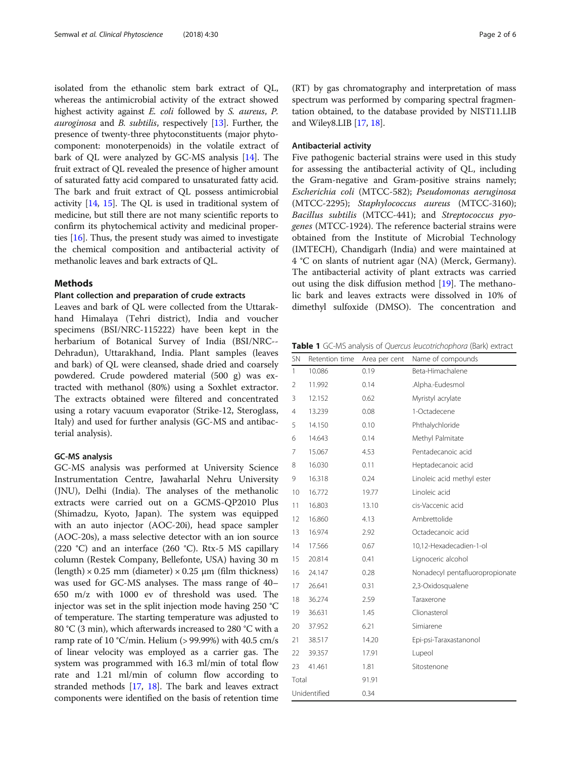isolated from the ethanolic stem bark extract of QL, whereas the antimicrobial activity of the extract showed highest activity against *E. coli* followed by *S. aureus*, *P. auroginosa* and *B. subtilis*, respectively [13]. Further, the presence of twenty-three phytoconstituents (major phytocomponent: monoterpenoids) in the volatile extract of bark of QL were analyzed by GC-MS analysis [14]. The fruit extract of QL revealed the presence of higher amount of saturated fatty acid compared to unsaturated fatty acid. The bark and fruit extract of QL possess antimicrobial activity [14, 15]. The QL is used in traditional system of medicine, but still there are not many scientific reports to confirm its phytochemical activity and medicinal properties [16]. Thus, the present study was aimed to investigate the chemical composition and antibacterial activity of methanolic leaves and bark extracts of QL.

## Methods

### Plant collection and preparation of crude extracts

Leaves and bark of QL were collected from the Uttarakhand Himalaya (Tehri district), India and voucher specimens (BSI/NRC-115222) have been kept in the herbarium of Botanical Survey of India (BSI/NRC--Dehradun), Uttarakhand, India. Plant samples (leaves and bark) of QL were cleansed, shade dried and coarsely powdered. Crude powdered material (500 g) was extracted with methanol (80%) using a Soxhlet extractor. The extracts obtained were filtered and concentrated using a rotary vacuum evaporator (Strike-12, Steroglass, Italy) and used for further analysis (GC-MS and antibacterial analysis).

### GC-MS analysis

GC-MS analysis was performed at University Science Instrumentation Centre, Jawaharlal Nehru University (JNU), Delhi (India). The analyses of the methanolic extracts were carried out on a GCMS-QP2010 Plus (Shimadzu, Kyoto, Japan). The system was equipped with an auto injector (AOC-20i), head space sampler (AOC-20s), a mass selective detector with an ion source (220 °C) and an interface (260 °C). Rtx-5 MS capillary column (Restek Company, Bellefonte, USA) having 30 m (length) × 0.25 mm (diameter) × 0.25 μm (film thickness) was used for GC-MS analyses. The mass range of 40–650 m/z with 1000 ev of threshold was used. The injector was set in the split injection mode having 250 °C of temperature. The starting temperature was adjusted to 80 °C (3 min), which afterwards increased to 280 °C with a ramp rate of 10 °C/min. Helium (> 99.99%) with 40.5 cm/s of linear velocity was employed as a carrier gas. The system was programmed with 16.3 ml/min of total flow rate and 1.21 ml/min of column flow according to stranded methods [17, 18]. The bark and leaves extract components were identified on the basis of retention time (RT) by gas chromatography and interpretation of mass spectrum was performed by comparing spectral fragmentation obtained, to the database provided by NIST11.LIB and Wiley8.LIB [17, 18].

### Antibacterial activity

Five pathogenic bacterial strains were used in this study for assessing the antibacterial activity of QL, including the Gram-negative and Gram-positive strains namely; *Escherichia coli* (MTCC-582); *Pseudomonas aeruginosa* (MTCC-2295); *Staphylococcus aureus* (MTCC-3160); *Bacillus subtilis* (MTCC-441); and *Streptococcus pyogenes* (MTCC-1924). The reference bacterial strains were obtained from the Institute of Microbial Technology (IMTECH), Chandigarh (India) and were maintained at 4 °C on slants of nutrient agar (NA) (Merck, Germany). The antibacterial activity of plant extracts was carried out using the disk diffusion method [19]. The methanolic bark and leaves extracts were dissolved in 10% of dimethyl sulfoxide (DMSO). The concentration and

**Table 1** GC-MS analysis of *Quercus leucotrichophora* (Bark) extract

| SN | Retention time | Area per cent | Name of compounds |
|---|---|---|---|
| 1 | 10.086 | 0.19 | Beta-Himachalene |
| 2 | 11.992 | 0.14 | .Alpha.-Eudesmol |
| 3 | 12.152 | 0.62 | Myristyl acrylate |
| 4 | 13.239 | 0.08 | 1-Octadecene |
| 5 | 14.150 | 0.10 | Phthalychloride |
| 6 | 14.643 | 0.14 | Methyl Palmitate |
| 7 | 15.067 | 4.53 | Pentadecanoic acid |
| 8 | 16.030 | 0.11 | Heptadecanoic acid |
| 9 | 16.318 | 0.24 | Linoleic acid methyl ester |
| 10 | 16.772 | 19.77 | Linoleic acid |
| 11 | 16.803 | 13.10 | cis-Vaccenic acid |
| 12 | 16.860 | 4.13 | Ambrettolide |
| 13 | 16.974 | 2.92 | Octadecanoic acid |
| 14 | 17.566 | 0.67 | 10,12-Hexadecadien-1-ol |
| 15 | 20.814 | 0.41 | Lignoceric alcohol |
| 16 | 24.147 | 0.28 | Nonadecyl pentafluoropropionate |
| 17 | 26.641 | 0.31 | 2,3-Oxidosqualene |
| 18 | 36.274 | 2.59 | Taraxerone |
| 19 | 36.631 | 1.45 | Clionasterol |
| 20 | 37.952 | 6.21 | Simiarene |
| 21 | 38.517 | 14.20 | Epi-psi-Taraxastanonol |
| 22 | 39.357 | 17.91 | Lupeol |
| 23 | 41.461 | 1.81 | Sitostenone |
| Total | | 91.91 | |
| Unidentified | | 0.34 | |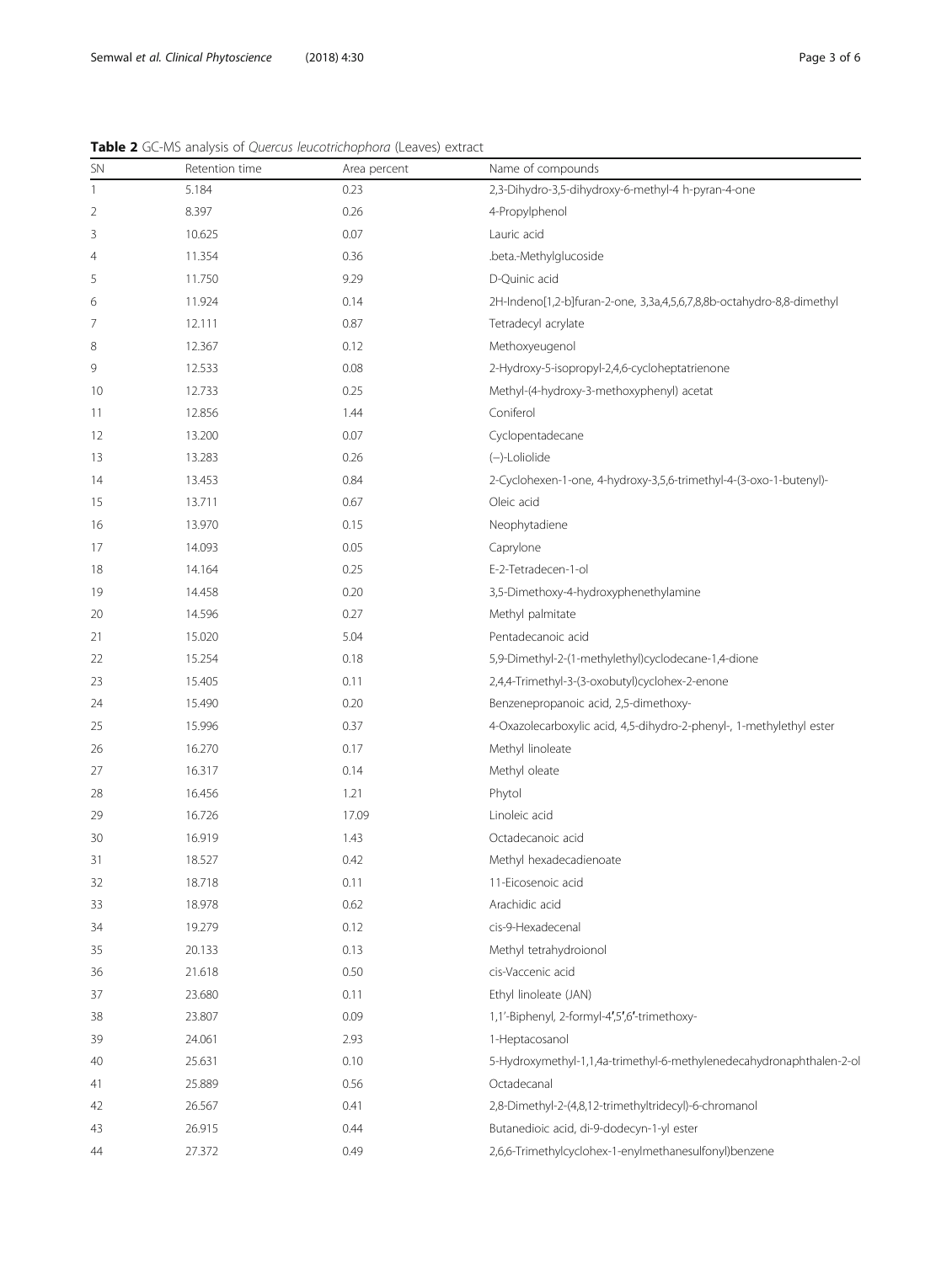**Table 2** GC-MS analysis of *Quercus leucotrichophora* (Leaves) extract

| SN | Retention time | Area percent | Name of compounds |
|---|---|---|---|
| 1 | 5.184 | 0.23 | 2,3-Dihydro-3,5-dihydroxy-6-methyl-4 h-pyran-4-one |
| 2 | 8.397 | 0.26 | 4-Propylphenol |
| 3 | 10.625 | 0.07 | Lauric acid |
| 4 | 11.354 | 0.36 | .beta.-Methylglucoside |
| 5 | 11.750 | 9.29 | D-Quinic acid |
| 6 | 11.924 | 0.14 | 2H-Indeno[1,2-b]furan-2-one, 3,3a,4,5,6,7,8,8b-octahydro-8,8-dimethyl |
| 7 | 12.111 | 0.87 | Tetradecyl acrylate |
| 8 | 12.367 | 0.12 | Methoxyeugenol |
| 9 | 12.533 | 0.08 | 2-Hydroxy-5-isopropyl-2,4,6-cycloheptatrienone |
| 10 | 12.733 | 0.25 | Methyl-(4-hydroxy-3-methoxyphenyl) acetat |
| 11 | 12.856 | 1.44 | Coniferol |
| 12 | 13.200 | 0.07 | Cyclopentadecane |
| 13 | 13.283 | 0.26 | (−)-Loliolide |
| 14 | 13.453 | 0.84 | 2-Cyclohexen-1-one, 4-hydroxy-3,5,6-trimethyl-4-(3-oxo-1-butenyl)- |
| 15 | 13.711 | 0.67 | Oleic acid |
| 16 | 13.970 | 0.15 | Neophytadiene |
| 17 | 14.093 | 0.05 | Caprylone |
| 18 | 14.164 | 0.25 | E-2-Tetradecen-1-ol |
| 19 | 14.458 | 0.20 | 3,5-Dimethoxy-4-hydroxyphenethylamine |
| 20 | 14.596 | 0.27 | Methyl palmitate |
| 21 | 15.020 | 5.04 | Pentadecanoic acid |
| 22 | 15.254 | 0.18 | 5,9-Dimethyl-2-(1-methylethyl)cyclodecane-1,4-dione |
| 23 | 15.405 | 0.11 | 2,4,4-Trimethyl-3-(3-oxobutyl)cyclohex-2-enone |
| 24 | 15.490 | 0.20 | Benzenepropanoic acid, 2,5-dimethoxy- |
| 25 | 15.996 | 0.37 | 4-Oxazolecarboxylic acid, 4,5-dihydro-2-phenyl-, 1-methylethyl ester |
| 26 | 16.270 | 0.17 | Methyl linoleate |
| 27 | 16.317 | 0.14 | Methyl oleate |
| 28 | 16.456 | 1.21 | Phytol |
| 29 | 16.726 | 17.09 | Linoleic acid |
| 30 | 16.919 | 1.43 | Octadecanoic acid |
| 31 | 18.527 | 0.42 | Methyl hexadecadienoate |
| 32 | 18.718 | 0.11 | 11-Eicosenoic acid |
| 33 | 18.978 | 0.62 | Arachidic acid |
| 34 | 19.279 | 0.12 | cis-9-Hexadecenal |
| 35 | 20.133 | 0.13 | Methyl tetrahydroionol |
| 36 | 21.618 | 0.50 | cis-Vaccenic acid |
| 37 | 23.680 | 0.11 | Ethyl linoleate (JAN) |
| 38 | 23.807 | 0.09 | 1,1′-Biphenyl, 2-formyl-4′,5′,6′-trimethoxy- |
| 39 | 24.061 | 2.93 | 1-Heptacosanol |
| 40 | 25.631 | 0.10 | 5-Hydroxymethyl-1,1,4a-trimethyl-6-methylenedecahydronaphthalen-2-ol |
| 41 | 25.889 | 0.56 | Octadecanal |
| 42 | 26.567 | 0.41 | 2,8-Dimethyl-2-(4,8,12-trimethyltridecyl)-6-chromanol |
| 43 | 26.915 | 0.44 | Butanedioic acid, di-9-dodecyn-1-yl ester |
| 44 | 27.372 | 0.49 | 2,6,6-Trimethylcyclohex-1-enylmethanesulfonyl)benzene |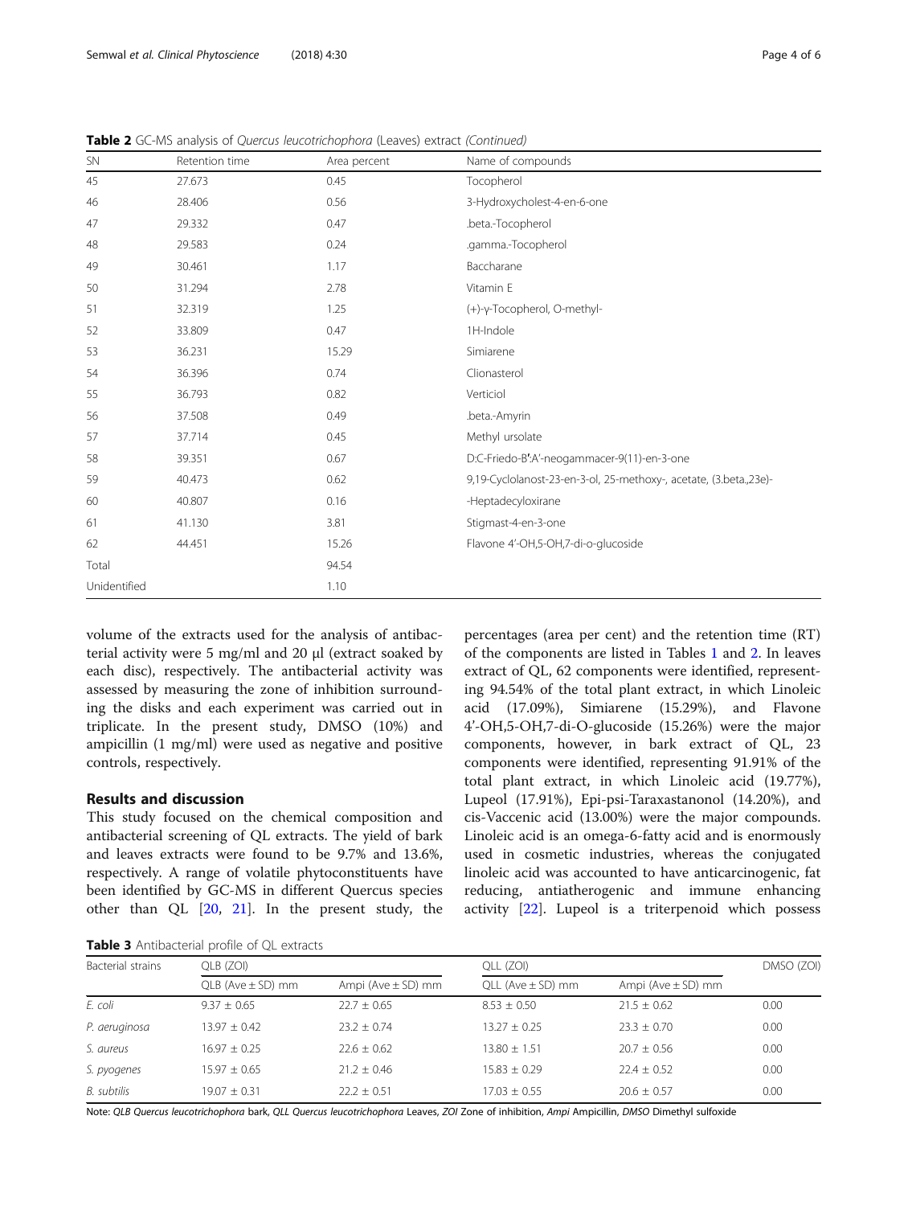**Table 2** GC-MS analysis of *Quercus leucotrichophora* (Leaves) extract *(Continued)*

| SN | Retention time | Area percent | Name of compounds |
|---|---|---|---|
| 45 | 27.673 | 0.45 | Tocopherol |
| 46 | 28.406 | 0.56 | 3-Hydroxycholest-4-en-6-one |
| 47 | 29.332 | 0.47 | .beta.-Tocopherol |
| 48 | 29.583 | 0.24 | .gamma.-Tocopherol |
| 49 | 30.461 | 1.17 | Baccharane |
| 50 | 31.294 | 2.78 | Vitamin E |
| 51 | 32.319 | 1.25 | (+)-γ-Tocopherol, O-methyl- |
| 52 | 33.809 | 0.47 | 1H-Indole |
| 53 | 36.231 | 15.29 | Simiarene |
| 54 | 36.396 | 0.74 | Clionasterol |
| 55 | 36.793 | 0.82 | Verticiol |
| 56 | 37.508 | 0.49 | .beta.-Amyrin |
| 57 | 37.714 | 0.45 | Methyl ursolate |
| 58 | 39.351 | 0.67 | D:C-Friedo-B':A'-neogammacer-9(11)-en-3-one |
| 59 | 40.473 | 0.62 | 9,19-Cyclolanost-23-en-3-ol, 25-methoxy-, acetate, (3.beta.,23e)- |
| 60 | 40.807 | 0.16 | -Heptadecyloxirane |
| 61 | 41.130 | 3.81 | Stigmast-4-en-3-one |
| 62 | 44.451 | 15.26 | Flavone 4'-OH,5-OH,7-di-o-glucoside |
| Total | | 94.54 | |
| Unidentified | | 1.10 | |

volume of the extracts used for the analysis of antibacterial activity were 5 mg/ml and 20 μl (extract soaked by each disc), respectively. The antibacterial activity was assessed by measuring the zone of inhibition surrounding the disks and each experiment was carried out in triplicate. In the present study, DMSO (10%) and ampicillin (1 mg/ml) were used as negative and positive controls, respectively.

## Results and discussion

This study focused on the chemical composition and antibacterial screening of QL extracts. The yield of bark and leaves extracts were found to be 9.7% and 13.6%, respectively. A range of volatile phytoconstituents have been identified by GC-MS in different Quercus species other than QL [20, 21]. In the present study, the percentages (area per cent) and the retention time (RT) of the components are listed in Tables 1 and 2. In leaves extract of QL, 62 components were identified, representing 94.54% of the total plant extract, in which Linoleic acid (17.09%), Simiarene (15.29%), and Flavone 4'-OH,5-OH,7-di-O-glucoside (15.26%) were the major components, however, in bark extract of QL, 23 components were identified, representing 91.91% of the total plant extract, in which Linoleic acid (19.77%), Lupeol (17.91%), Epi-psi-Taraxastanonol (14.20%), and cis-Vaccenic acid (13.00%) were the major compounds. Linoleic acid is an omega-6-fatty acid and is enormously used in cosmetic industries, whereas the conjugated linoleic acid was accounted to have anticarcinogenic, fat reducing, antiatherogenic and immune enhancing activity [22]. Lupeol is a triterpenoid which possess

**Table 3** Antibacterial profile of QL extracts

| Bacterial strains | QLB (ZOI) | | QLL (ZOI) | | DMSO (ZOI) |
|---|---|---|---|---|---|
| | QLB (Ave ± SD) mm | Ampi (Ave ± SD) mm | QLL (Ave ± SD) mm | Ampi (Ave ± SD) mm | |
| *E. coli* | 9.37 ± 0.65 | 22.7 ± 0.65 | 8.53 ± 0.50 | 21.5 ± 0.62 | 0.00 |
| *P. aeruginosa* | 13.97 ± 0.42 | 23.2 ± 0.74 | 13.27 ± 0.25 | 23.3 ± 0.70 | 0.00 |
| *S. aureus* | 16.97 ± 0.25 | 22.6 ± 0.62 | 13.80 ± 1.51 | 20.7 ± 0.56 | 0.00 |
| *S. pyogenes* | 15.97 ± 0.65 | 21.2 ± 0.46 | 15.83 ± 0.29 | 22.4 ± 0.52 | 0.00 |
| *B. subtilis* | 19.07 ± 0.31 | 22.2 ± 0.51 | 17.03 ± 0.55 | 20.6 ± 0.57 | 0.00 |

Note: *QLB Quercus leucotrichophora* bark, *QLL Quercus leucotrichophora* Leaves, *ZOI* Zone of inhibition, *Ampi* Ampicillin, *DMSO* Dimethyl sulfoxide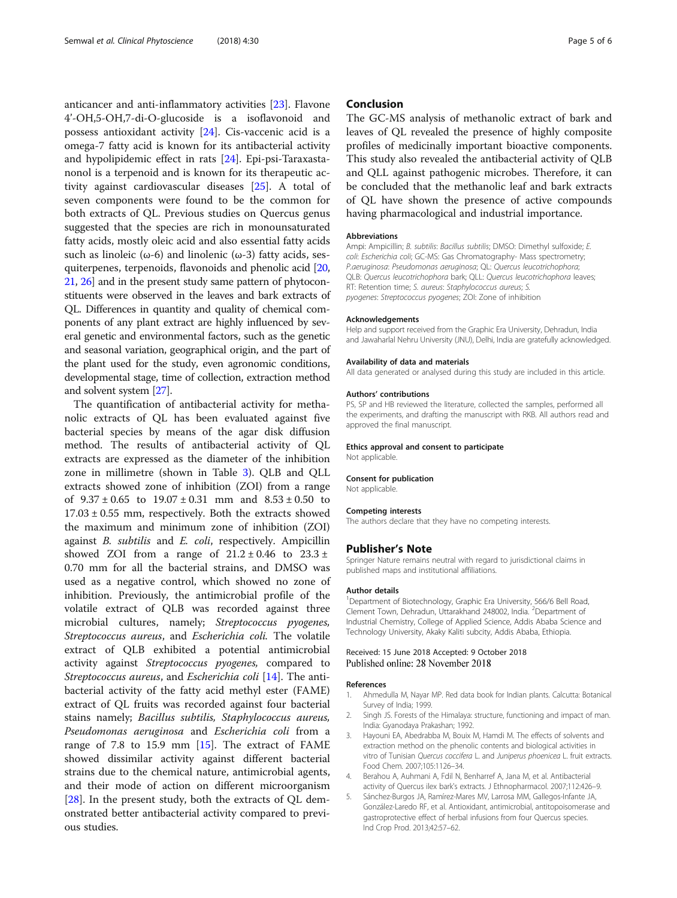anticancer and anti-inflammatory activities [23]. Flavone 4'-OH,5-OH,7-di-O-glucoside is a isoflavonoid and possess antioxidant activity [24]. Cis-vaccenic acid is a omega-7 fatty acid is known for its antibacterial activity and hypolipidemic effect in rats [24]. Epi-psi-Taraxastanonol is a terpenoid and is known for its therapeutic activity against cardiovascular diseases [25]. A total of seven components were found to be the common for both extracts of QL. Previous studies on Quercus genus suggested that the species are rich in monounsaturated fatty acids, mostly oleic acid and also essential fatty acids such as linoleic (ω-6) and linolenic (ω-3) fatty acids, sesquiterpenes, terpenoids, flavonoids and phenolic acid [20, 21, 26] and in the present study same pattern of phytoconstituents were observed in the leaves and bark extracts of QL. Differences in quantity and quality of chemical components of any plant extract are highly influenced by several genetic and environmental factors, such as the genetic and seasonal variation, geographical origin, and the part of the plant used for the study, even agronomic conditions, developmental stage, time of collection, extraction method and solvent system [27].

The quantification of antibacterial activity for methanolic extracts of QL has been evaluated against five bacterial species by means of the agar disk diffusion method. The results of antibacterial activity of QL extracts are expressed as the diameter of the inhibition zone in millimetre (shown in Table 3). QLB and QLL extracts showed zone of inhibition (ZOI) from a range of $9.37 \pm 0.65$ to $19.07 \pm 0.31$ mm and $8.53 \pm 0.50$ to $17.03 \pm 0.55$ mm, respectively. Both the extracts showed the maximum and minimum zone of inhibition (ZOI) against *B. subtilis* and *E. coli*, respectively. Ampicillin showed ZOI from a range of $21.2 \pm 0.46$ to $23.3 \pm 0.70$ mm for all the bacterial strains, and DMSO was used as a negative control, which showed no zone of inhibition. Previously, the antimicrobial profile of the volatile extract of QLB was recorded against three microbial cultures, namely; *Streptococcus pyogenes, Streptococcus aureus*, and *Escherichia coli.* The volatile extract of QLB exhibited a potential antimicrobial activity against *Streptococcus pyogenes,* compared to *Streptococcus aureus*, and *Escherichia coli* [14]. The antibacterial activity of the fatty acid methyl ester (FAME) extract of QL fruits was recorded against four bacterial stains namely; *Bacillus subtilis, Staphylococcus aureus, Pseudomonas aeruginosa* and *Escherichia coli* from a range of 7.8 to 15.9 mm [15]. The extract of FAME showed dissimilar activity against different bacterial strains due to the chemical nature, antimicrobial agents, and their mode of action on different microorganism [28]. In the present study, both the extracts of QL demonstrated better antibacterial activity compared to previous studies.

## Conclusion

The GC-MS analysis of methanolic extract of bark and leaves of QL revealed the presence of highly composite profiles of medicinally important bioactive components. This study also revealed the antibacterial activity of QLB and QLL against pathogenic microbes. Therefore, it can be concluded that the methanolic leaf and bark extracts of QL have shown the presence of active compounds having pharmacological and industrial importance.

#### Abbreviations

Ampi: Ampicillin; *B. subtilis*: *Bacillus subtilis*; DMSO: Dimethyl sulfoxide; *E. coli*: *Escherichia coli*; GC-MS: Gas Chromatography- Mass spectrometry; *P.aeruginosa*: *Pseudomonas aeruginosa*; QL: *Quercus leucotrichophora*; QLB: *Quercus leucotrichophora* bark; QLL: *Quercus leucotrichophora* leaves; RT: Retention time; *S. aureus*: *Staphylococcus aureus*; *S. pyogenes*: *Streptococcus pyogenes*; ZOI: Zone of inhibition

#### Acknowledgements

Help and support received from the Graphic Era University, Dehradun, India and Jawaharlal Nehru University (JNU), Delhi, India are gratefully acknowledged.

#### Availability of data and materials

All data generated or analysed during this study are included in this article.

#### Authors' contributions

PS, SP and HB reviewed the literature, collected the samples, performed all the experiments, and drafting the manuscript with RKB. All authors read and approved the final manuscript.

#### Ethics approval and consent to participate

Not applicable.

#### Consent for publication

Not applicable.

#### Competing interests

The authors declare that they have no competing interests.

## Publisher's Note

Springer Nature remains neutral with regard to jurisdictional claims in published maps and institutional affiliations.

#### Author details

[1]Department of Biotechnology, Graphic Era University, 566/6 Bell Road, Clement Town, Dehradun, Uttarakhand 248002, India. [2]Department of Industrial Chemistry, College of Applied Science, Addis Ababa Science and Technology University, Akaky Kaliti subcity, Addis Ababa, Ethiopia.

Received: 15 June 2018 Accepted: 9 October 2018
Published online: 28 November 2018

#### References

1. Ahmedulla M, Nayar MP. Red data book for Indian plants. Calcutta: Botanical Survey of India; 1999.
2. Singh JS. Forests of the Himalaya: structure, functioning and impact of man. India: Gyanodaya Prakashan; 1992.
3. Hayouni EA, Abedrabba M, Bouix M, Hamdi M. The effects of solvents and extraction method on the phenolic contents and biological activities in vitro of Tunisian *Quercus coccifera* L. and *Juniperus phoenicea* L. fruit extracts. Food Chem. 2007;105:1126–34.
4. Berahou A, Auhmani A, Fdil N, Benharref A, Jana M, et al. Antibacterial activity of Quercus ilex bark's extracts. J Ethnopharmacol. 2007;112:426–9.
5. Sánchez-Burgos JA, Ramírez-Mares MV, Larrosa MM, Gallegos-Infante JA, González-Laredo RF, et al. Antioxidant, antimicrobial, antitopoisomerase and gastroprotective effect of herbal infusions from four Quercus species. Ind Crop Prod. 2013;42:57–62.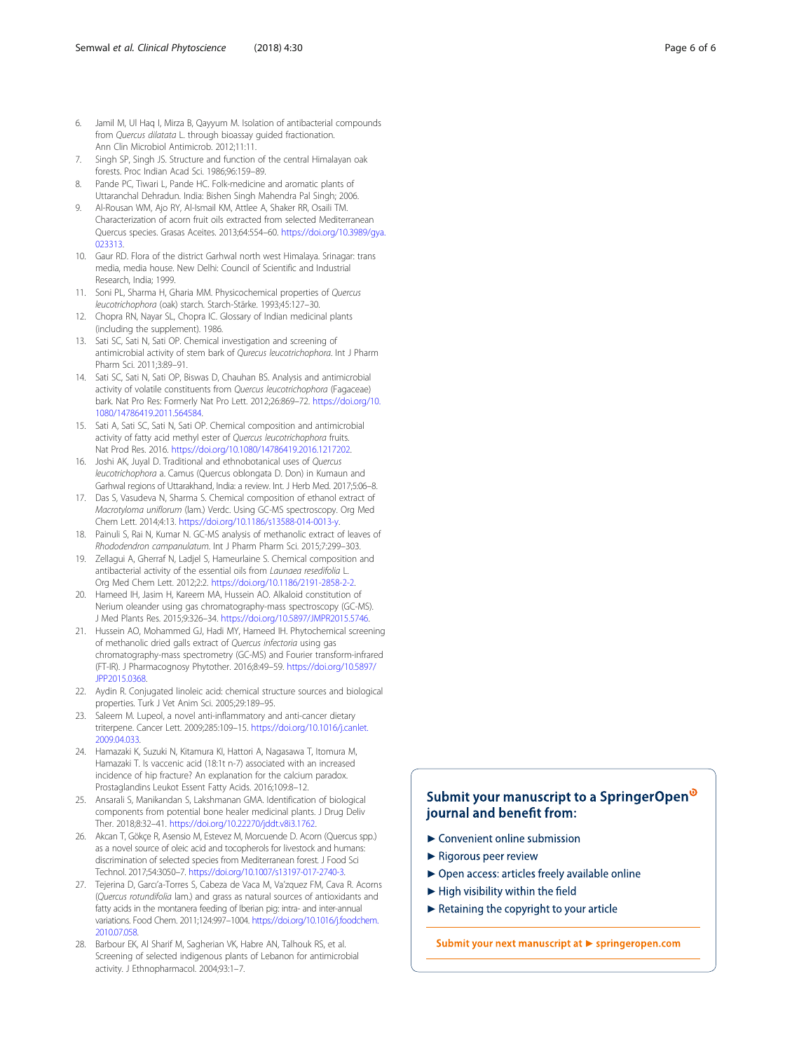6. Jamil M, Ul Haq I, Mirza B, Qayyum M. Isolation of antibacterial compounds from *Quercus dilatata* L. through bioassay guided fractionation. Ann Clin Microbiol Antimicrob. 2012;11:11.
7. Singh SP, Singh JS. Structure and function of the central Himalayan oak forests. Proc Indian Acad Sci. 1986;96:159–89.
8. Pande PC, Tiwari L, Pande HC. Folk-medicine and aromatic plants of Uttaranchal Dehradun. India: Bishen Singh Mahendra Pal Singh; 2006.
9. Al-Rousan WM, Ajo RY, Al-Ismail KM, Attlee A, Shaker RR, Osaili TM. Characterization of acorn fruit oils extracted from selected Mediterranean Quercus species. Grasas Aceites. 2013;64:554–60. https://doi.org/10.3989/gya.023313.
10. Gaur RD. Flora of the district Garhwal north west Himalaya. Srinagar: trans media, media house. New Delhi: Council of Scientific and Industrial Research, India; 1999.
11. Soni PL, Sharma H, Gharia MM. Physicochemical properties of *Quercus leucotrichophora* (oak) starch. Starch-Stärke. 1993;45:127–30.
12. Chopra RN, Nayar SL, Chopra IC. Glossary of Indian medicinal plants (including the supplement). 1986.
13. Sati SC, Sati N, Sati OP. Chemical investigation and screening of antimicrobial activity of stem bark of *Qurecus leucotrichophora*. Int J Pharm Pharm Sci. 2011;3:89–91.
14. Sati SC, Sati N, Sati OP, Biswas D, Chauhan BS. Analysis and antimicrobial activity of volatile constituents from *Quercus leucotrichophora* (Fagaceae) bark. Nat Pro Res: Formerly Nat Pro Lett. 2012;26:869–72. https://doi.org/10.1080/14786419.2011.564584.
15. Sati A, Sati SC, Sati N, Sati OP. Chemical composition and antimicrobial activity of fatty acid methyl ester of *Quercus leucotrichophora* fruits. Nat Prod Res. 2016. https://doi.org/10.1080/14786419.2016.1217202.
16. Joshi AK, Juyal D. Traditional and ethnobotanical uses of *Quercus leucotrichophora* a. Camus (Quercus oblongata D. Don) in Kumaun and Garhwal regions of Uttarakhand, India: a review. Int. J Herb Med. 2017;5:06–8.
17. Das S, Vasudeva N, Sharma S. Chemical composition of ethanol extract of *Macrotyloma uniflorum* (lam.) Verdc. Using GC-MS spectroscopy. Org Med Chem Lett. 2014;4:13. https://doi.org/10.1186/s13588-014-0013-y.
18. Painuli S, Rai N, Kumar N. GC-MS analysis of methanolic extract of leaves of *Rhododendron campanulatum*. Int J Pharm Pharm Sci. 2015;7:299–303.
19. Zellagui A, Gherraf N, Ladjel S, Hameurlaine S. Chemical composition and antibacterial activity of the essential oils from *Launaea resedifolia* L. Org Med Chem Lett. 2012;2:2. https://doi.org/10.1186/2191-2858-2-2.
20. Hameed IH, Jasim H, Kareem MA, Hussein AO. Alkaloid constitution of Nerium oleander using gas chromatography-mass spectroscopy (GC-MS). J Med Plants Res. 2015;9:326–34. https://doi.org/10.5897/JMPR2015.5746.
21. Hussein AO, Mohammed GJ, Hadi MY, Hameed IH. Phytochemical screening of methanolic dried galls extract of *Quercus infectoria* using gas chromatography-mass spectrometry (GC-MS) and Fourier transform-infrared (FT-IR). J Pharmacognosy Phytother. 2016;8:49–59. https://doi.org/10.5897/JPP2015.0368.
22. Aydin R. Conjugated linoleic acid: chemical structure sources and biological properties. Turk J Vet Anim Sci. 2005;29:189–95.
23. Saleem M. Lupeol, a novel anti-inflammatory and anti-cancer dietary triterpene. Cancer Lett. 2009;285:109–15. https://doi.org/10.1016/j.canlet.2009.04.033.
24. Hamazaki K, Suzuki N, Kitamura KI, Hattori A, Nagasawa T, Itomura M, Hamazaki T. Is vaccenic acid (18:1t n-7) associated with an increased incidence of hip fracture? An explanation for the calcium paradox. Prostaglandins Leukot Essent Fatty Acids. 2016;109:8–12.
25. Ansarali S, Manikandan S, Lakshmanan GMA. Identification of biological components from potential bone healer medicinal plants. J Drug Deliv Ther. 2018;8:32–41. https://doi.org/10.22270/jddt.v8i3.1762.
26. Akcan T, Gökçe R, Asensio M, Estevez M, Morcuende D. Acorn (Quercus spp.) as a novel source of oleic acid and tocopherols for livestock and humans: discrimination of selected species from Mediterranean forest. J Food Sci Technol. 2017;54:3050–7. https://doi.org/10.1007/s13197-017-2740-3.
27. Tejerina D, García-Torres S, Cabeza de Vaca M, Vázquez FM, Cava R. Acorns (*Quercus rotundifolia* lam.) and grass as natural sources of antioxidants and fatty acids in the montanera feeding of Iberian pig: intra- and inter-annual variations. Food Chem. 2011;124:997–1004. https://doi.org/10.1016/j.foodchem.2010.07.058.
28. Barbour EK, Al Sharif M, Sagherian VK, Habre AN, Talhouk RS, et al. Screening of selected indigenous plants of Lebanon for antimicrobial activity. J Ethnopharmacol. 2004;93:1–7.

**Submit your manuscript to a SpringerOpen journal and benefit from:**

- ► Convenient online submission
- ► Rigorous peer review
- ► Open access: articles freely available online
- ► High visibility within the field
- ► Retaining the copyright to your article

**Submit your next manuscript at ► springeropen.com**